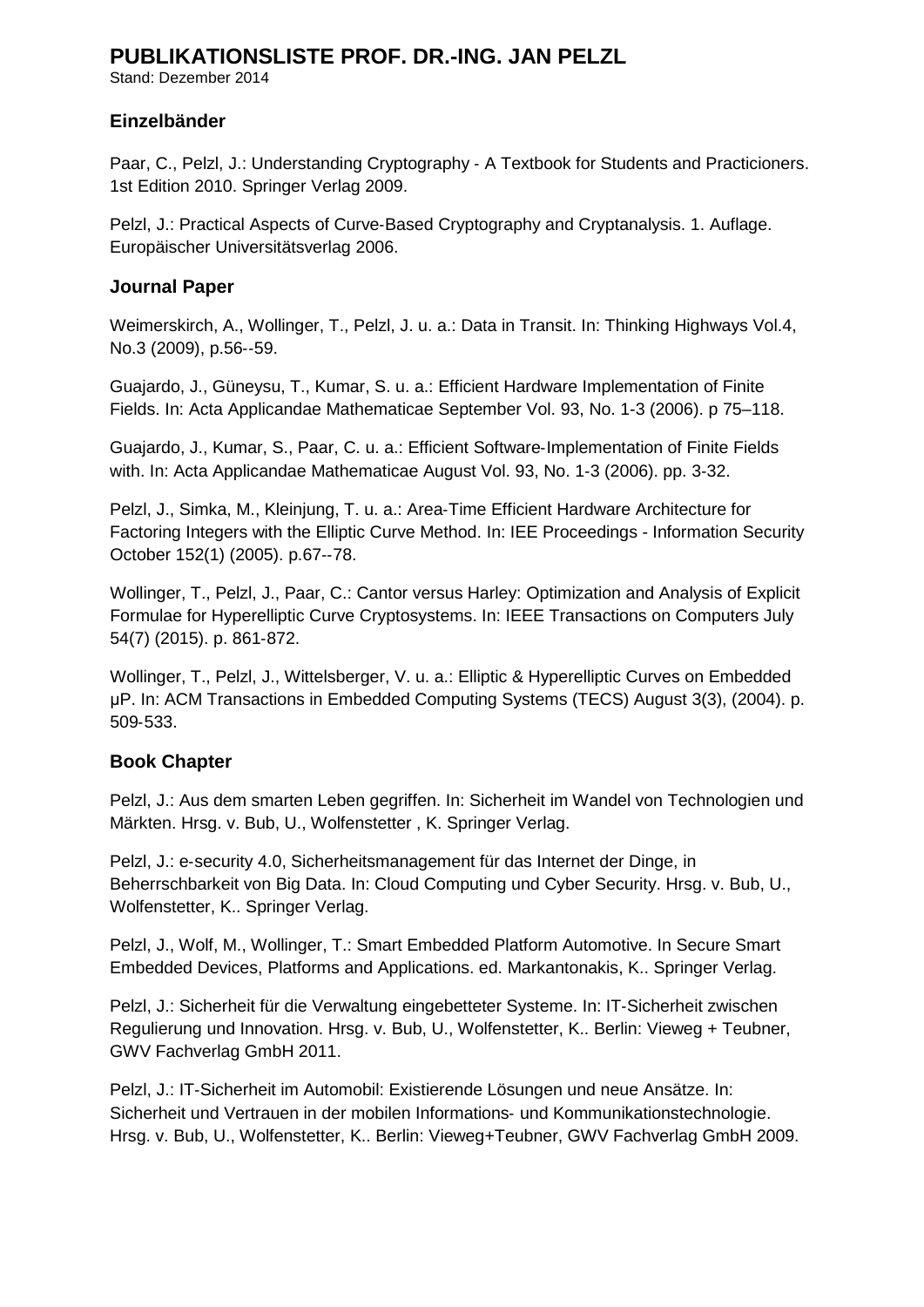# PUBLIKATIONSLISTE PROF. DR.-ING. JAN PELZL

Stand: Dezember 2014

## Einzelbänder

Paar, C., Pelzl, J.: Understanding Cryptography - A Textbook for Students and Practicioners. 1st Edition 2010. Springer Verlag 2009.

Pelzl, J.: Practical Aspects of Curve-Based Cryptography and Cryptanalysis. 1. Auflage. Europäischer Universitätsverlag 2006.

## Journal Paper

Weimerskirch, A., Wollinger, T., Pelzl, J. u. a.: Data in Transit. In: Thinking Highways Vol.4, No.3 (2009), p.56--59.

Guajardo, J., Güneysu, T., Kumar, S. u. a.: Efficient Hardware Implementation of Finite Fields. In: Acta Applicandae Mathematicae September Vol. 93, No. 1-3 (2006). p 75–118.

Guajardo, J., Kumar, S., Paar, C. u. a.: Efficient Software-Implementation of Finite Fields with. In: Acta Applicandae Mathematicae August Vol. 93, No. 1-3 (2006). pp. 3-32.

Pelzl, J., Simka, M., Kleinjung, T. u. a.: Area-Time Efficient Hardware Architecture for Factoring Integers with the Elliptic Curve Method. In: IEE Proceedings - Information Security October 152(1) (2005). p.67--78.

Wollinger, T., Pelzl, J., Paar, C.: Cantor versus Harley: Optimization and Analysis of Explicit Formulae for Hyperelliptic Curve Cryptosystems. In: IEEE Transactions on Computers July 54(7) (2015). p. 861-872.

Wollinger, T., Pelzl, J., Wittelsberger, V. u. a.: Elliptic & Hyperelliptic Curves on Embedded μP. In: ACM Transactions in Embedded Computing Systems (TECS) August 3(3), (2004). p. 509-533.

## Book Chapter

Pelzl, J.: Aus dem smarten Leben gegriffen. In: Sicherheit im Wandel von Technologien und Märkten. Hrsg. v. Bub, U., Wolfenstetter , K. Springer Verlag.

Pelzl, J.: e-security 4.0, Sicherheitsmanagement für das Internet der Dinge, in Beherrschbarkeit von Big Data. In: Cloud Computing und Cyber Security. Hrsg. v. Bub, U., Wolfenstetter, K.. Springer Verlag.

Pelzl, J., Wolf, M., Wollinger, T.: Smart Embedded Platform Automotive. In Secure Smart Embedded Devices, Platforms and Applications. ed. Markantonakis, K.. Springer Verlag.

Pelzl, J.: Sicherheit für die Verwaltung eingebetteter Systeme. In: IT-Sicherheit zwischen Regulierung und Innovation. Hrsg. v. Bub, U., Wolfenstetter, K.. Berlin: Vieweg + Teubner, GWV Fachverlag GmbH 2011.

Pelzl, J.: IT-Sicherheit im Automobil: Existierende Lösungen und neue Ansätze. In: Sicherheit und Vertrauen in der mobilen Informations- und Kommunikationstechnologie. Hrsg. v. Bub, U., Wolfenstetter, K.. Berlin: Vieweg+Teubner, GWV Fachverlag GmbH 2009.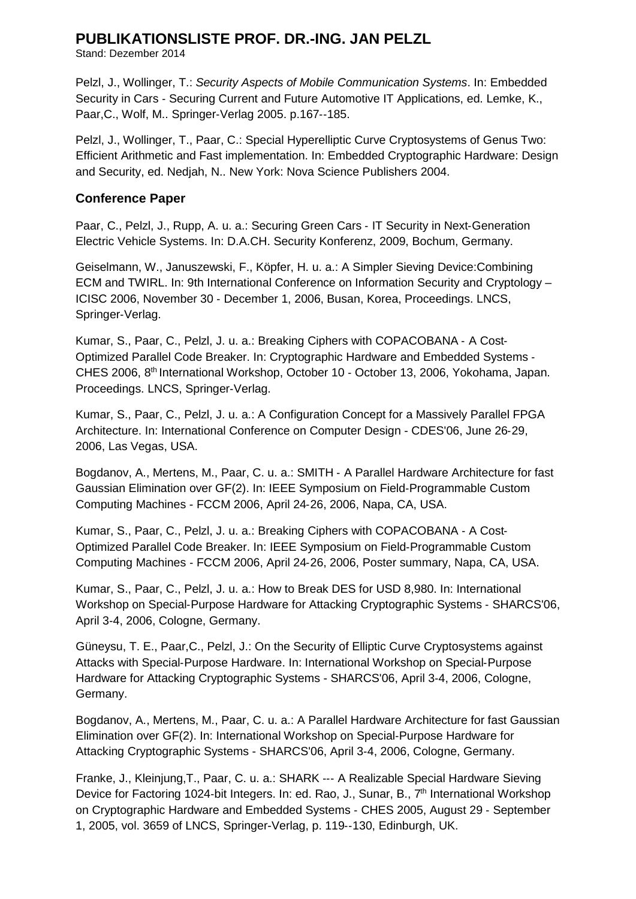Pelzl, J., Wollinger, T.: *Security Aspects of Mobile Communication Systems*. In: Embedded Security in Cars - Securing Current and Future Automotive IT Applications, ed. Lemke, K., Paar,C., Wolf, M.. Springer-Verlag 2005. p.167--185.

Pelzl, J., Wollinger, T., Paar, C.: Special Hyperelliptic Curve Cryptosystems of Genus Two: Efficient Arithmetic and Fast implementation. In: Embedded Cryptographic Hardware: Design and Security, ed. Nedjah, N.. New York: Nova Science Publishers 2004.

### Conference Paper

Paar, C., Pelzl, J., Rupp, A. u. a.: Securing Green Cars - IT Security in Next-Generation Electric Vehicle Systems. In: D.A.CH. Security Konferenz, 2009, Bochum, Germany.

Geiselmann, W., Januszewski, F., Köpfer, H. u. a.: A Simpler Sieving Device:Combining ECM and TWIRL. In: 9th International Conference on Information Security and Cryptology – ICISC 2006, November 30 - December 1, 2006, Busan, Korea, Proceedings. LNCS, Springer-Verlag.

Kumar, S., Paar, C., Pelzl, J. u. a.: Breaking Ciphers with COPACOBANA - A Cost-Optimized Parallel Code Breaker. In: Cryptographic Hardware and Embedded Systems - CHES 2006, 8th International Workshop, October 10 - October 13, 2006, Yokohama, Japan. Proceedings. LNCS, Springer-Verlag.

Kumar, S., Paar, C., Pelzl, J. u. a.: A Configuration Concept for a Massively Parallel FPGA Architecture. In: International Conference on Computer Design - CDES'06, June 26-29, 2006, Las Vegas, USA.

Bogdanov, A., Mertens, M., Paar, C. u. a.: SMITH - A Parallel Hardware Architecture for fast Gaussian Elimination over GF(2). In: IEEE Symposium on Field-Programmable Custom Computing Machines - FCCM 2006, April 24-26, 2006, Napa, CA, USA.

Kumar, S., Paar, C., Pelzl, J. u. a.: Breaking Ciphers with COPACOBANA - A Cost-Optimized Parallel Code Breaker. In: IEEE Symposium on Field-Programmable Custom Computing Machines - FCCM 2006, April 24-26, 2006, Poster summary, Napa, CA, USA.

Kumar, S., Paar, C., Pelzl, J. u. a.: How to Break DES for USD 8,980. In: International Workshop on Special-Purpose Hardware for Attacking Cryptographic Systems - SHARCS'06, April 3-4, 2006, Cologne, Germany.

Güneysu, T. E., Paar,C., Pelzl, J.: On the Security of Elliptic Curve Cryptosystems against Attacks with Special-Purpose Hardware. In: International Workshop on Special-Purpose Hardware for Attacking Cryptographic Systems - SHARCS'06, April 3-4, 2006, Cologne, Germany.

Bogdanov, A., Mertens, M., Paar, C. u. a.: A Parallel Hardware Architecture for fast Gaussian Elimination over GF(2). In: International Workshop on Special-Purpose Hardware for Attacking Cryptographic Systems - SHARCS'06, April 3-4, 2006, Cologne, Germany.

Franke, J., Kleinjung,T., Paar, C. u. a.: SHARK --- A Realizable Special Hardware Sieving Device for Factoring 1024-bit Integers. In: ed. Rao, J., Sunar, B., 7th International Workshop on Cryptographic Hardware and Embedded Systems - CHES 2005, August 29 - September 1, 2005, vol. 3659 of LNCS, Springer-Verlag, p. 119--130, Edinburgh, UK.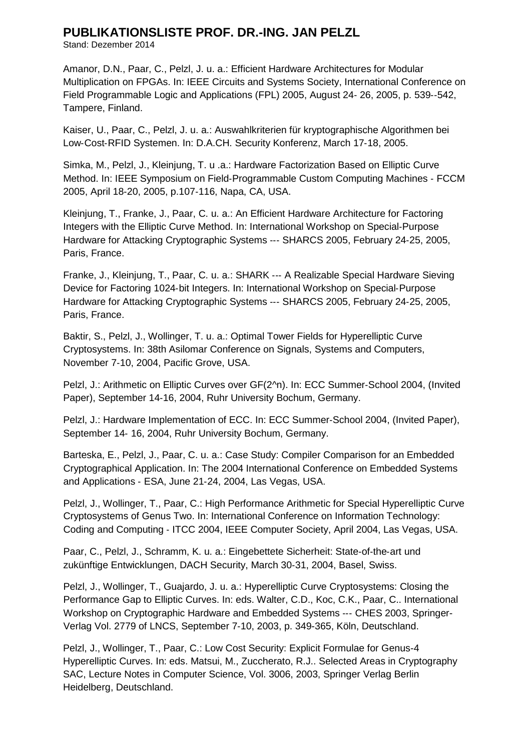# PUBLIKATIONSLISTE PROF. DR.-ING. JAN PELZL

Stand: Dezember 2014

Amanor, D.N., Paar, C., Pelzl, J. u. a.: Efficient Hardware Architectures for Modular Multiplication on FPGAs. In: IEEE Circuits and Systems Society, International Conference on Field Programmable Logic and Applications (FPL) 2005, August 24- 26, 2005, p. 539--542, Tampere, Finland.

Kaiser, U., Paar, C., Pelzl, J. u. a.: Auswahlkriterien für kryptographische Algorithmen bei Low-Cost-RFID Systemen. In: D.A.CH. Security Konferenz, March 17-18, 2005.

Simka, M., Pelzl, J., Kleinjung, T. u .a.: Hardware Factorization Based on Elliptic Curve Method. In: IEEE Symposium on Field-Programmable Custom Computing Machines - FCCM 2005, April 18-20, 2005, p.107-116, Napa, CA, USA.

Kleinjung, T., Franke, J., Paar, C. u. a.: An Efficient Hardware Architecture for Factoring Integers with the Elliptic Curve Method. In: International Workshop on Special-Purpose Hardware for Attacking Cryptographic Systems --- SHARCS 2005, February 24-25, 2005, Paris, France.

Franke, J., Kleinjung, T., Paar, C. u. a.: SHARK --- A Realizable Special Hardware Sieving Device for Factoring 1024-bit Integers. In: International Workshop on Special-Purpose Hardware for Attacking Cryptographic Systems --- SHARCS 2005, February 24-25, 2005, Paris, France.

Baktir, S., Pelzl, J., Wollinger, T. u. a.: Optimal Tower Fields for Hyperelliptic Curve Cryptosystems. In: 38th Asilomar Conference on Signals, Systems and Computers, November 7-10, 2004, Pacific Grove, USA.

Pelzl, J.: Arithmetic on Elliptic Curves over GF(2^n). In: ECC Summer-School 2004, (Invited Paper), September 14-16, 2004, Ruhr University Bochum, Germany.

Pelzl, J.: Hardware Implementation of ECC. In: ECC Summer-School 2004, (Invited Paper), September 14- 16, 2004, Ruhr University Bochum, Germany.

Barteska, E., Pelzl, J., Paar, C. u. a.: Case Study: Compiler Comparison for an Embedded Cryptographical Application. In: The 2004 International Conference on Embedded Systems and Applications - ESA, June 21-24, 2004, Las Vegas, USA.

Pelzl, J., Wollinger, T., Paar, C.: High Performance Arithmetic for Special Hyperelliptic Curve Cryptosystems of Genus Two. In: International Conference on Information Technology: Coding and Computing - ITCC 2004, IEEE Computer Society, April 2004, Las Vegas, USA.

Paar, C., Pelzl, J., Schramm, K. u. a.: Eingebettete Sicherheit: State-of-the-art und zukünftige Entwicklungen, DACH Security, March 30-31, 2004, Basel, Swiss.

Pelzl, J., Wollinger, T., Guajardo, J. u. a.: Hyperelliptic Curve Cryptosystems: Closing the Performance Gap to Elliptic Curves. In: eds. Walter, C.D., Koc, C.K., Paar, C.. International Workshop on Cryptographic Hardware and Embedded Systems --- CHES 2003, Springer-Verlag Vol. 2779 of LNCS, September 7-10, 2003, p. 349-365, Köln, Deutschland.

Pelzl, J., Wollinger, T., Paar, C.: Low Cost Security: Explicit Formulae for Genus-4 Hyperelliptic Curves. In: eds. Matsui, M., Zuccherato, R.J.. Selected Areas in Cryptography SAC, Lecture Notes in Computer Science, Vol. 3006, 2003, Springer Verlag Berlin Heidelberg, Deutschland.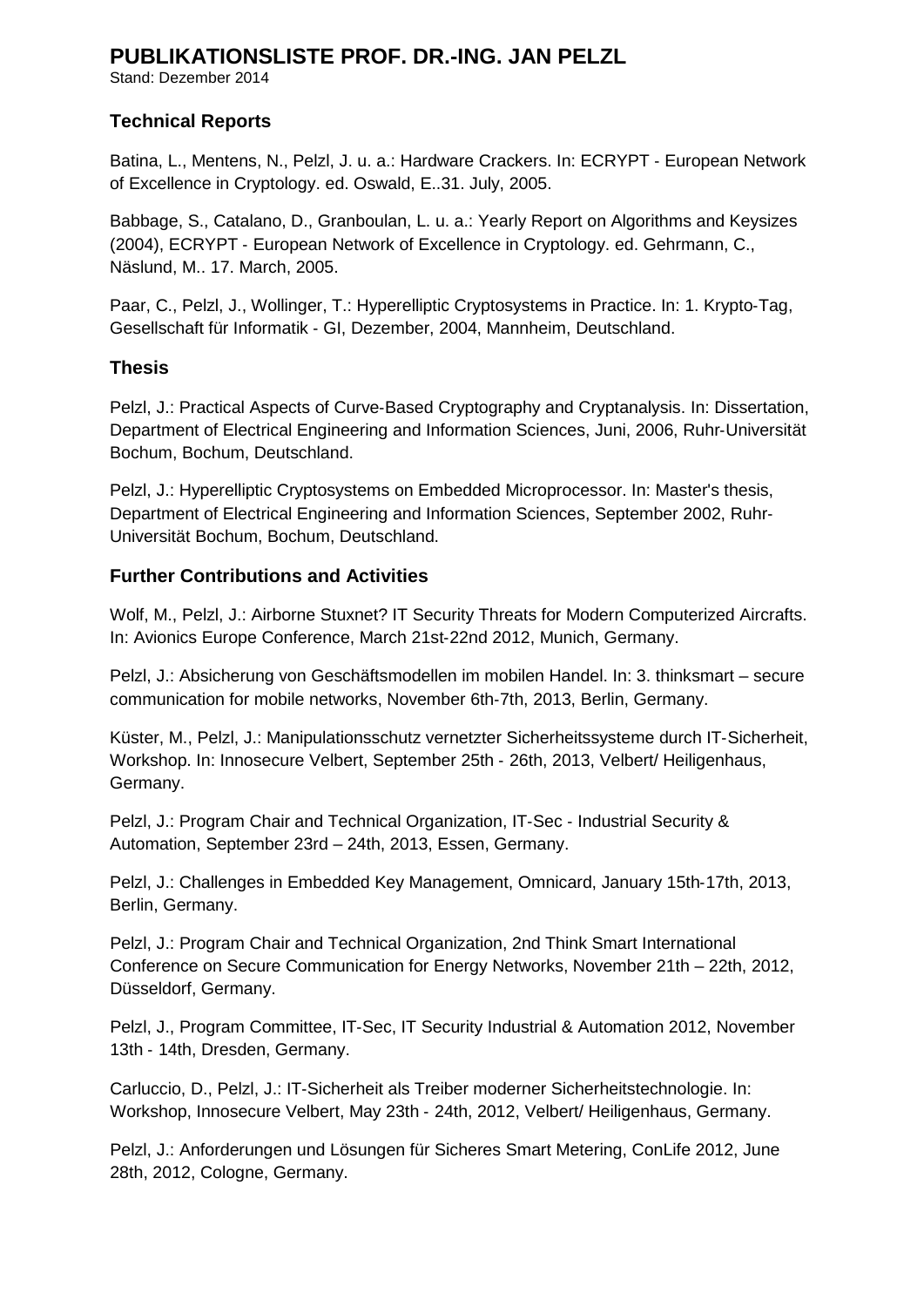# PUBLIKATIONSLISTE PROF. DR.-ING. JAN PELZL

Stand: Dezember 2014

## Technical Reports

Batina, L., Mentens, N., Pelzl, J. u. a.: Hardware Crackers. In: ECRYPT - European Network of Excellence in Cryptology. ed. Oswald, E..31. July, 2005.

Babbage, S., Catalano, D., Granboulan, L. u. a.: Yearly Report on Algorithms and Keysizes (2004), ECRYPT - European Network of Excellence in Cryptology. ed. Gehrmann, C., Näslund, M.. 17. March, 2005.

Paar, C., Pelzl, J., Wollinger, T.: Hyperelliptic Cryptosystems in Practice. In: 1. Krypto-Tag, Gesellschaft für Informatik - GI, Dezember, 2004, Mannheim, Deutschland.

## Thesis

Pelzl, J.: Practical Aspects of Curve-Based Cryptography and Cryptanalysis. In: Dissertation, Department of Electrical Engineering and Information Sciences, Juni, 2006, Ruhr-Universität Bochum, Bochum, Deutschland.

Pelzl, J.: Hyperelliptic Cryptosystems on Embedded Microprocessor. In: Master's thesis, Department of Electrical Engineering and Information Sciences, September 2002, Ruhr-Universität Bochum, Bochum, Deutschland.

## Further Contributions and Activities

Wolf, M., Pelzl, J.: Airborne Stuxnet? IT Security Threats for Modern Computerized Aircrafts. In: Avionics Europe Conference, March 21st-22nd 2012, Munich, Germany.

Pelzl, J.: Absicherung von Geschäftsmodellen im mobilen Handel. In: 3. thinksmart – secure communication for mobile networks, November 6th-7th, 2013, Berlin, Germany.

Küster, M., Pelzl, J.: Manipulationsschutz vernetzter Sicherheitssysteme durch IT-Sicherheit, Workshop. In: Innosecure Velbert, September 25th - 26th, 2013, Velbert/ Heiligenhaus, Germany.

Pelzl, J.: Program Chair and Technical Organization, IT-Sec - Industrial Security & Automation, September 23rd – 24th, 2013, Essen, Germany.

Pelzl, J.: Challenges in Embedded Key Management, Omnicard, January 15th-17th, 2013, Berlin, Germany.

Pelzl, J.: Program Chair and Technical Organization, 2nd Think Smart International Conference on Secure Communication for Energy Networks, November 21th – 22th, 2012, Düsseldorf, Germany.

Pelzl, J., Program Committee, IT-Sec, IT Security Industrial & Automation 2012, November 13th - 14th, Dresden, Germany.

Carluccio, D., Pelzl, J.: IT-Sicherheit als Treiber moderner Sicherheitstechnologie. In: Workshop, Innosecure Velbert, May 23th - 24th, 2012, Velbert/ Heiligenhaus, Germany.

Pelzl, J.: Anforderungen und Lösungen für Sicheres Smart Metering, ConLife 2012, June 28th, 2012, Cologne, Germany.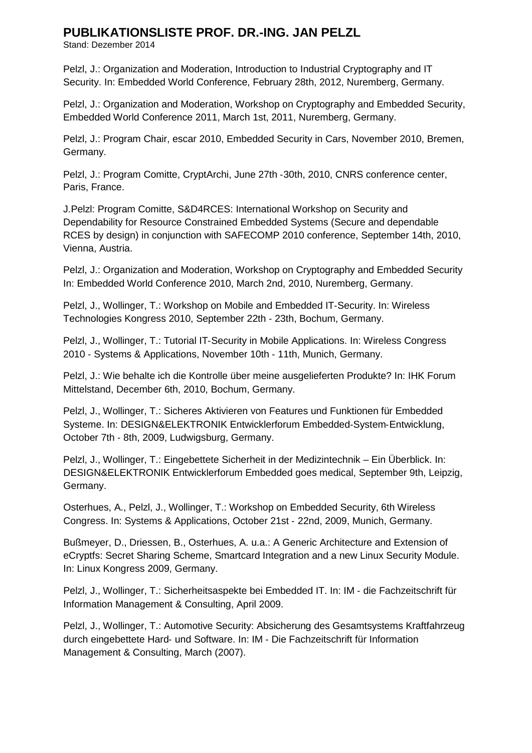# PUBLIKATIONSLISTE PROF. DR.-ING. JAN PELZL

Stand: Dezember 2014

Pelzl, J.: Organization and Moderation, Introduction to Industrial Cryptography and IT Security. In: Embedded World Conference, February 28th, 2012, Nuremberg, Germany.

Pelzl, J.: Organization and Moderation, Workshop on Cryptography and Embedded Security, Embedded World Conference 2011, March 1st, 2011, Nuremberg, Germany.

Pelzl, J.: Program Chair, escar 2010, Embedded Security in Cars, November 2010, Bremen, Germany.

Pelzl, J.: Program Comitte, CryptArchi, June 27th -30th, 2010, CNRS conference center, Paris, France.

J.Pelzl: Program Comitte, S&D4RCES: International Workshop on Security and Dependability for Resource Constrained Embedded Systems (Secure and dependable RCES by design) in conjunction with SAFECOMP 2010 conference, September 14th, 2010, Vienna, Austria.

Pelzl, J.: Organization and Moderation, Workshop on Cryptography and Embedded Security In: Embedded World Conference 2010, March 2nd, 2010, Nuremberg, Germany.

Pelzl, J., Wollinger, T.: Workshop on Mobile and Embedded IT-Security. In: Wireless Technologies Kongress 2010, September 22th - 23th, Bochum, Germany.

Pelzl, J., Wollinger, T.: Tutorial IT-Security in Mobile Applications. In: Wireless Congress 2010 - Systems & Applications, November 10th - 11th, Munich, Germany.

Pelzl, J.: Wie behalte ich die Kontrolle über meine ausgelieferten Produkte? In: IHK Forum Mittelstand, December 6th, 2010, Bochum, Germany.

Pelzl, J., Wollinger, T.: Sicheres Aktivieren von Features und Funktionen für Embedded Systeme. In: DESIGN&ELEKTRONIK Entwicklerforum Embedded-System-Entwicklung, October 7th - 8th, 2009, Ludwigsburg, Germany.

Pelzl, J., Wollinger, T.: Eingebettete Sicherheit in der Medizintechnik – Ein Überblick. In: DESIGN&ELEKTRONIK Entwicklerforum Embedded goes medical, September 9th, Leipzig, Germany.

Osterhues, A., Pelzl, J., Wollinger, T.: Workshop on Embedded Security, 6th Wireless Congress. In: Systems & Applications, October 21st - 22nd, 2009, Munich, Germany.

Bußmeyer, D., Driessen, B., Osterhues, A. u.a.: A Generic Architecture and Extension of eCryptfs: Secret Sharing Scheme, Smartcard Integration and a new Linux Security Module. In: Linux Kongress 2009, Germany.

Pelzl, J., Wollinger, T.: Sicherheitsaspekte bei Embedded IT. In: IM - die Fachzeitschrift für Information Management & Consulting, April 2009.

Pelzl, J., Wollinger, T.: Automotive Security: Absicherung des Gesamtsystems Kraftfahrzeug durch eingebettete Hard- und Software. In: IM - Die Fachzeitschrift für Information Management & Consulting, March (2007).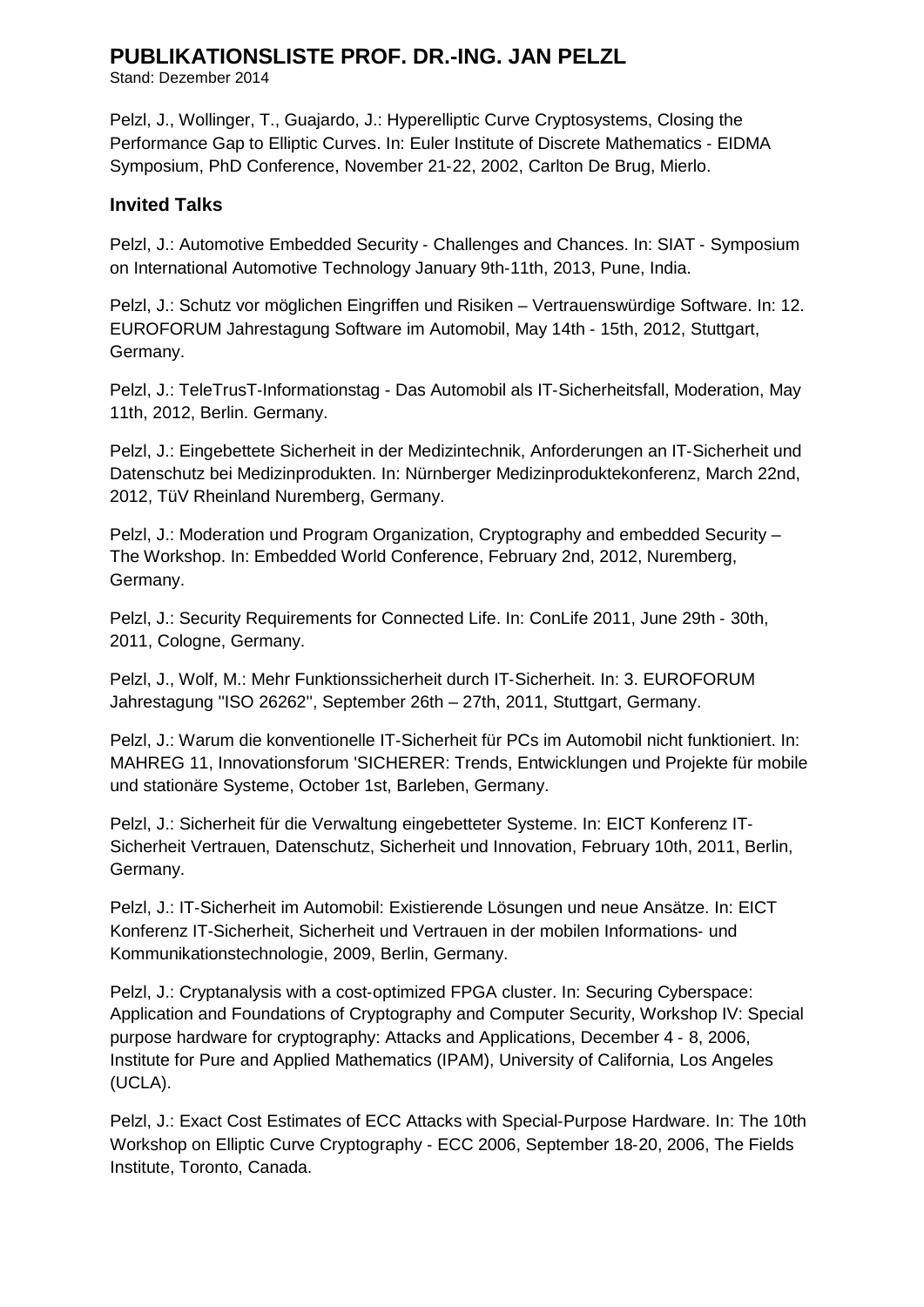Pelzl, J., Wollinger, T., Guajardo, J.: Hyperelliptic Curve Cryptosystems, Closing the Performance Gap to Elliptic Curves. In: Euler Institute of Discrete Mathematics - EIDMA Symposium, PhD Conference, November 21-22, 2002, Carlton De Brug, Mierlo.

## Invited Talks

Pelzl, J.: Automotive Embedded Security - Challenges and Chances. In: SIAT - Symposium on International Automotive Technology January 9th-11th, 2013, Pune, India.

Pelzl, J.: Schutz vor möglichen Eingriffen und Risiken – Vertrauenswürdige Software. In: 12. EUROFORUM Jahrestagung Software im Automobil, May 14th - 15th, 2012, Stuttgart, Germany.

Pelzl, J.: TeleTrusT-Informationstag - Das Automobil als IT-Sicherheitsfall, Moderation, May 11th, 2012, Berlin. Germany.

Pelzl, J.: Eingebettete Sicherheit in der Medizintechnik, Anforderungen an IT-Sicherheit und Datenschutz bei Medizinprodukten. In: Nürnberger Medizinproduktekonferenz, March 22nd, 2012, TüV Rheinland Nuremberg, Germany.

Pelzl, J.: Moderation und Program Organization, Cryptography and embedded Security – The Workshop. In: Embedded World Conference, February 2nd, 2012, Nuremberg, Germany.

Pelzl, J.: Security Requirements for Connected Life. In: ConLife 2011, June 29th - 30th, 2011, Cologne, Germany.

Pelzl, J., Wolf, M.: Mehr Funktionssicherheit durch IT-Sicherheit. In: 3. EUROFORUM Jahrestagung "ISO 26262", September 26th – 27th, 2011, Stuttgart, Germany.

Pelzl, J.: Warum die konventionelle IT-Sicherheit für PCs im Automobil nicht funktioniert. In: MAHREG 11, Innovationsforum 'SICHERER: Trends, Entwicklungen und Projekte für mobile und stationäre Systeme, October 1st, Barleben, Germany.

Pelzl, J.: Sicherheit für die Verwaltung eingebetteter Systeme. In: EICT Konferenz IT-Sicherheit Vertrauen, Datenschutz, Sicherheit und Innovation, February 10th, 2011, Berlin, Germany.

Pelzl, J.: IT-Sicherheit im Automobil: Existierende Lösungen und neue Ansätze. In: EICT Konferenz IT-Sicherheit, Sicherheit und Vertrauen in der mobilen Informations- und Kommunikationstechnologie, 2009, Berlin, Germany.

Pelzl, J.: Cryptanalysis with a cost-optimized FPGA cluster. In: Securing Cyberspace: Application and Foundations of Cryptography and Computer Security, Workshop IV: Special purpose hardware for cryptography: Attacks and Applications, December 4 - 8, 2006, Institute for Pure and Applied Mathematics (IPAM), University of California, Los Angeles (UCLA).

Pelzl, J.: Exact Cost Estimates of ECC Attacks with Special-Purpose Hardware. In: The 10th Workshop on Elliptic Curve Cryptography - ECC 2006, September 18-20, 2006, The Fields Institute, Toronto, Canada.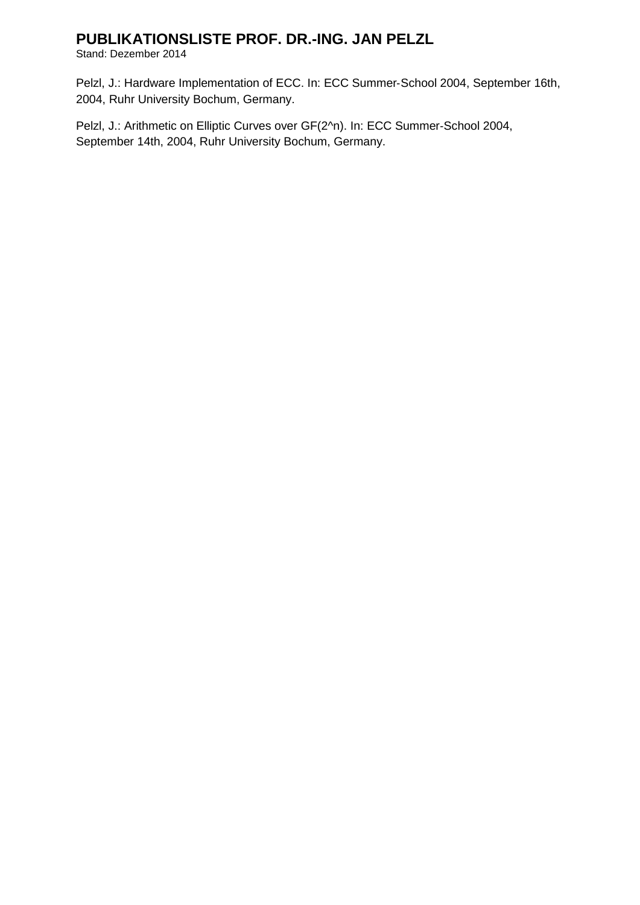Pelzl, J.: Hardware Implementation of ECC. In: ECC Summer-School 2004, September 16th, 2004, Ruhr University Bochum, Germany.

Pelzl, J.: Arithmetic on Elliptic Curves over $GF(2^n)$. In: ECC Summer-School 2004, September 14th, 2004, Ruhr University Bochum, Germany.